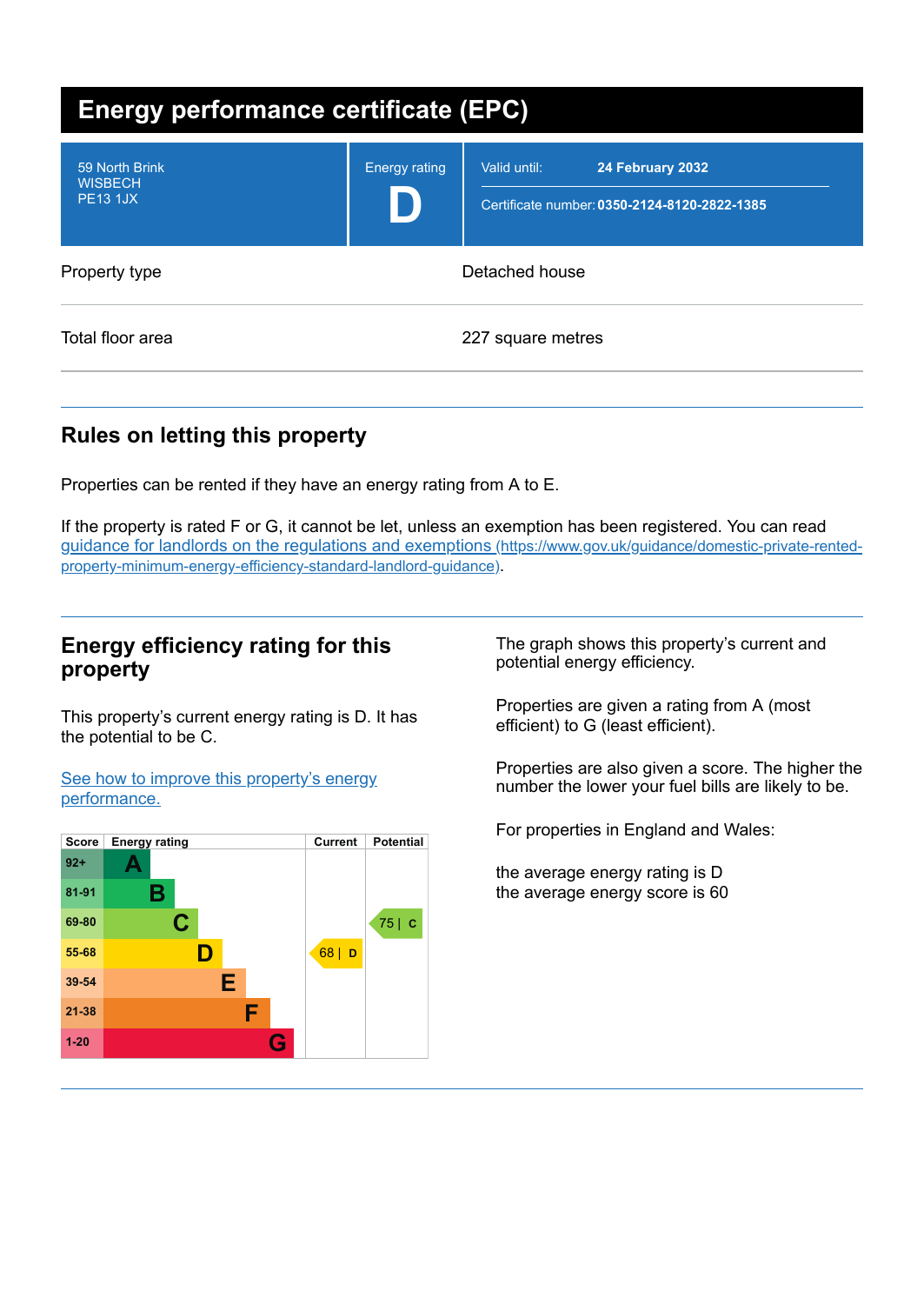# Energy performance certificate (EPC)

| | | |
|---|---|---|
| 59 North Brink<br>WISBECH<br>PE13 1JX | Energy rating<br>**D** | Valid until: **24 February 2032**<br>Certificate number: **0350-2124-8120-2822-1385** |

| | |
|---|---|
| Property type | Detached house |
| Total floor area | 227 square metres |

## Rules on letting this property

Properties can be rented if they have an energy rating from A to E.

If the property is rated F or G, it cannot be let, unless an exemption has been registered. You can read [guidance for landlords on the regulations and exemptions (https://www.gov.uk/guidance/domestic-private-rented-property-minimum-energy-efficiency-standard-landlord-guidance)](https://www.gov.uk/guidance/domestic-private-rented-property-minimum-energy-efficiency-standard-landlord-guidance).

## Energy efficiency rating for this property

This property's current energy rating is D. It has the potential to be C.

[See how to improve this property's energy performance.]()

| Score | Energy rating | Current | Potential |
|---|---|---|---|
| 92+ | A | | |
| 81-91 | B | | |
| 69-80 | C | | 75 \| C |
| 55-68 | D | 68 \| D | |
| 39-54 | E | | |
| 21-38 | F | | |
| 1-20 | G | | |

The graph shows this property's current and potential energy efficiency.

Properties are given a rating from A (most efficient) to G (least efficient).

Properties are also given a score. The higher the number the lower your fuel bills are likely to be.

For properties in England and Wales:

the average energy rating is D
the average energy score is 60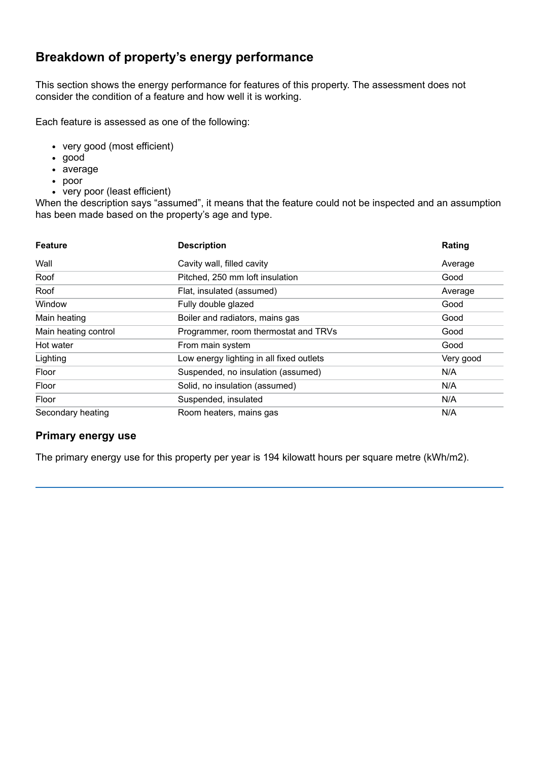## Breakdown of property's energy performance

This section shows the energy performance for features of this property. The assessment does not consider the condition of a feature and how well it is working.

Each feature is assessed as one of the following:

- very good (most efficient)
- good
- average
- poor
- very poor (least efficient)

When the description says "assumed", it means that the feature could not be inspected and an assumption has been made based on the property's age and type.

| Feature | Description | Rating |
|---|---|---|
| Wall | Cavity wall, filled cavity | Average |
| Roof | Pitched, 250 mm loft insulation | Good |
| Roof | Flat, insulated (assumed) | Average |
| Window | Fully double glazed | Good |
| Main heating | Boiler and radiators, mains gas | Good |
| Main heating control | Programmer, room thermostat and TRVs | Good |
| Hot water | From main system | Good |
| Lighting | Low energy lighting in all fixed outlets | Very good |
| Floor | Suspended, no insulation (assumed) | N/A |
| Floor | Solid, no insulation (assumed) | N/A |
| Floor | Suspended, insulated | N/A |
| Secondary heating | Room heaters, mains gas | N/A |

### Primary energy use

The primary energy use for this property per year is 194 kilowatt hours per square metre (kWh/m2).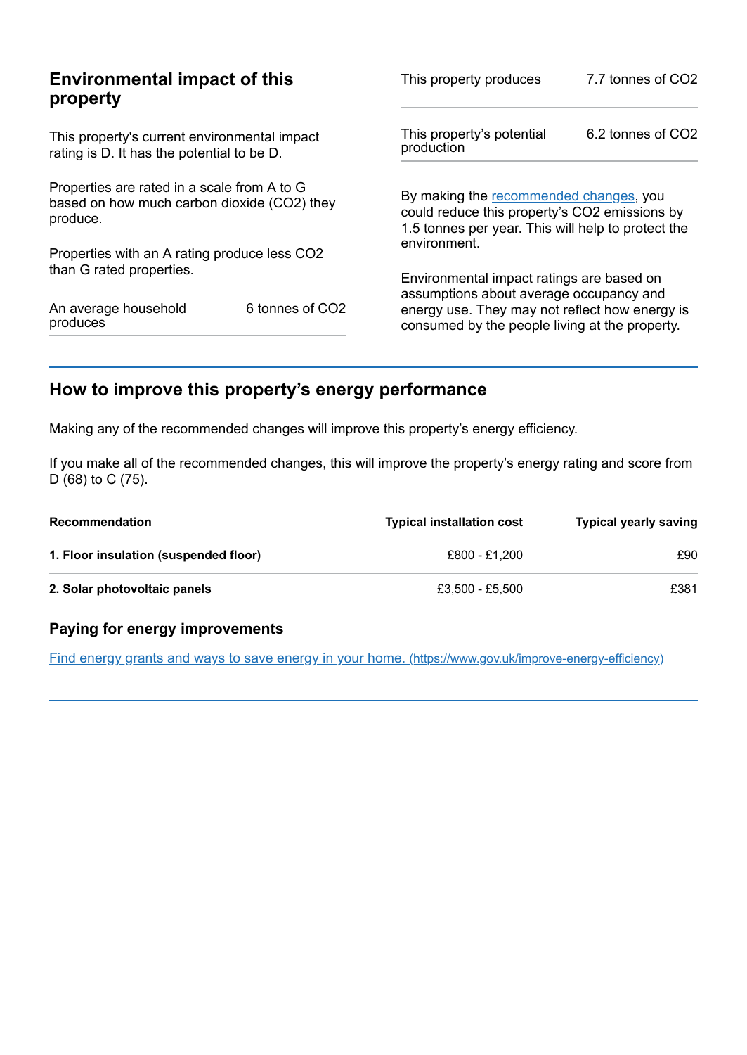## Environmental impact of this property

This property's current environmental impact rating is D. It has the potential to be D.

Properties are rated in a scale from A to G based on how much carbon dioxide ($CO_2$) they produce.

Properties with an A rating produce less $CO_2$ than G rated properties.

| | |
|---|---|
| An average household produces | 6 tonnes of $CO_2$ |

| | |
|---|---|
| This property produces | 7.7 tonnes of $CO_2$ |
| This property's potential production | 6.2 tonnes of $CO_2$ |

By making the recommended changes, you could reduce this property's $CO_2$ emissions by 1.5 tonnes per year. This will help to protect the environment.

Environmental impact ratings are based on assumptions about average occupancy and energy use. They may not reflect how energy is consumed by the people living at the property.

## How to improve this property's energy performance

Making any of the recommended changes will improve this property's energy efficiency.

If you make all of the recommended changes, this will improve the property's energy rating and score from D (68) to C (75).

| Recommendation | Typical installation cost | Typical yearly saving |
|---|---|---|
| **1. Floor insulation (suspended floor)** | £800 - £1,200 | £90 |
| **2. Solar photovoltaic panels** | £3,500 - £5,500 | £381 |

### Paying for energy improvements

[Find energy grants and ways to save energy in your home. (https://www.gov.uk/improve-energy-efficiency)](https://www.gov.uk/improve-energy-efficiency)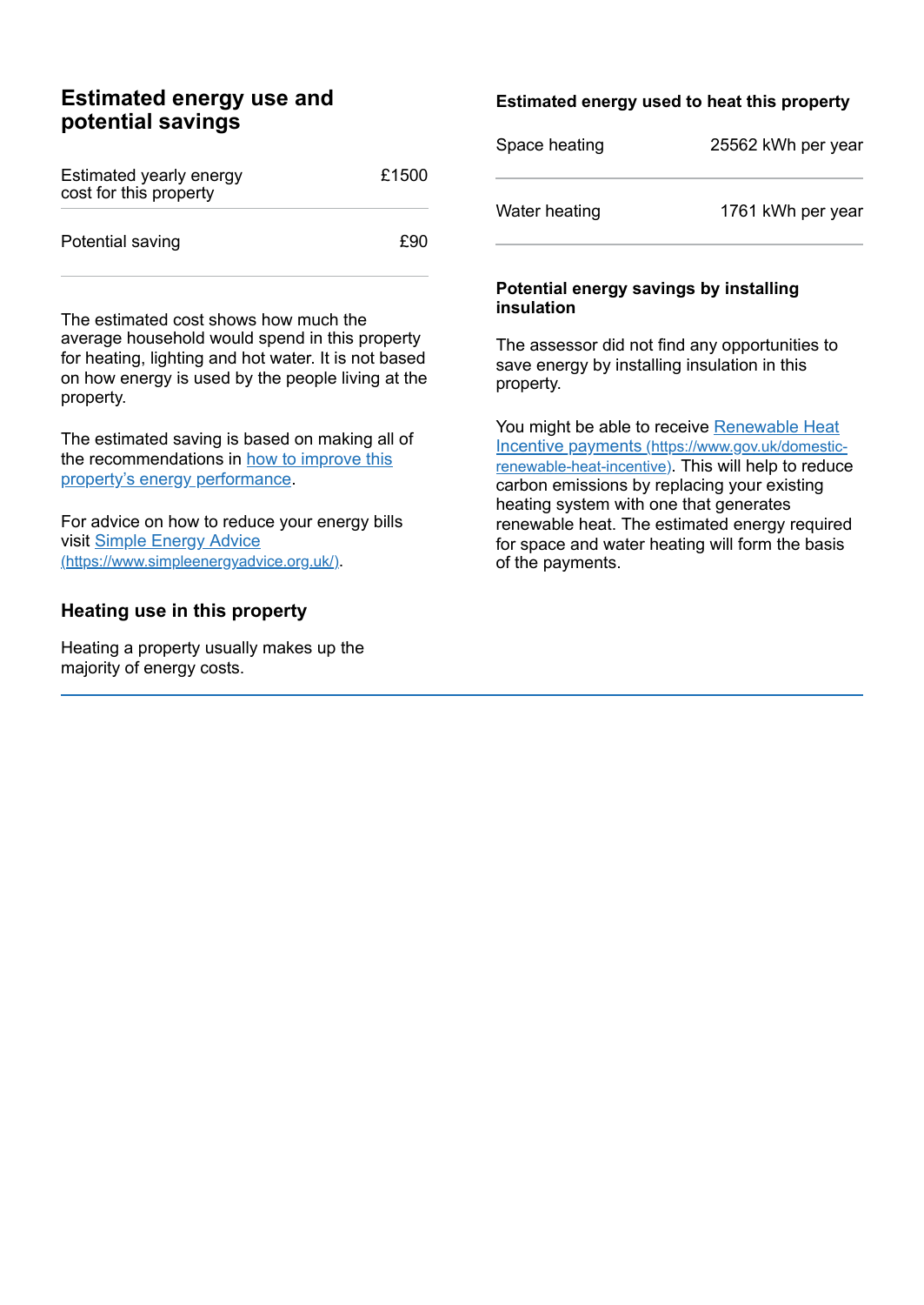## Estimated energy use and potential savings

| | |
|---|---|
| Estimated yearly energy cost for this property | £1500 |
| Potential saving | £90 |

The estimated cost shows how much the average household would spend in this property for heating, lighting and hot water. It is not based on how energy is used by the people living at the property.

The estimated saving is based on making all of the recommendations in [how to improve this property's energy performance](#).

For advice on how to reduce your energy bills visit [Simple Energy Advice (https://www.simpleenergyadvice.org.uk/)](https://www.simpleenergyadvice.org.uk/).

### Heating use in this property

Heating a property usually makes up the majority of energy costs.

#### Estimated energy used to heat this property

| | |
|---|---|
| Space heating | 25562 kWh per year |
| Water heating | 1761 kWh per year |

#### Potential energy savings by installing insulation

The assessor did not find any opportunities to save energy by installing insulation in this property.

You might be able to receive [Renewable Heat Incentive payments (https://www.gov.uk/domestic-renewable-heat-incentive)](https://www.gov.uk/domestic-renewable-heat-incentive). This will help to reduce carbon emissions by replacing your existing heating system with one that generates renewable heat. The estimated energy required for space and water heating will form the basis of the payments.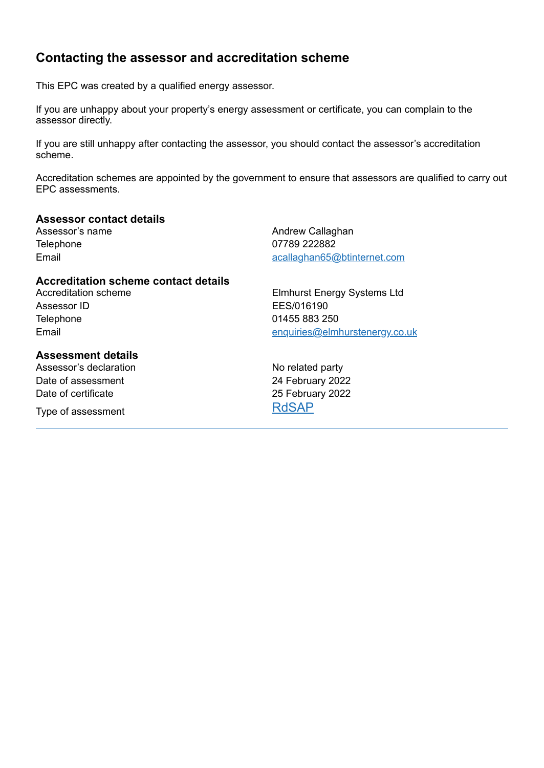## Contacting the assessor and accreditation scheme

This EPC was created by a qualified energy assessor.

If you are unhappy about your property's energy assessment or certificate, you can complain to the assessor directly.

If you are still unhappy after contacting the assessor, you should contact the assessor's accreditation scheme.

Accreditation schemes are appointed by the government to ensure that assessors are qualified to carry out EPC assessments.

### Assessor contact details

| | |
|---|---|
| Assessor's name | Andrew Callaghan |
| Telephone | 07789 222882 |
| Email | acallaghan65@btinternet.com |

### Accreditation scheme contact details

| | |
|---|---|
| Accreditation scheme | Elmhurst Energy Systems Ltd |
| Assessor ID | EES/016190 |
| Telephone | 01455 883 250 |
| Email | enquiries@elmhurstenergy.co.uk |

### Assessment details

| | |
|---|---|
| Assessor's declaration | No related party |
| Date of assessment | 24 February 2022 |
| Date of certificate | 25 February 2022 |
| Type of assessment | RdSAP |